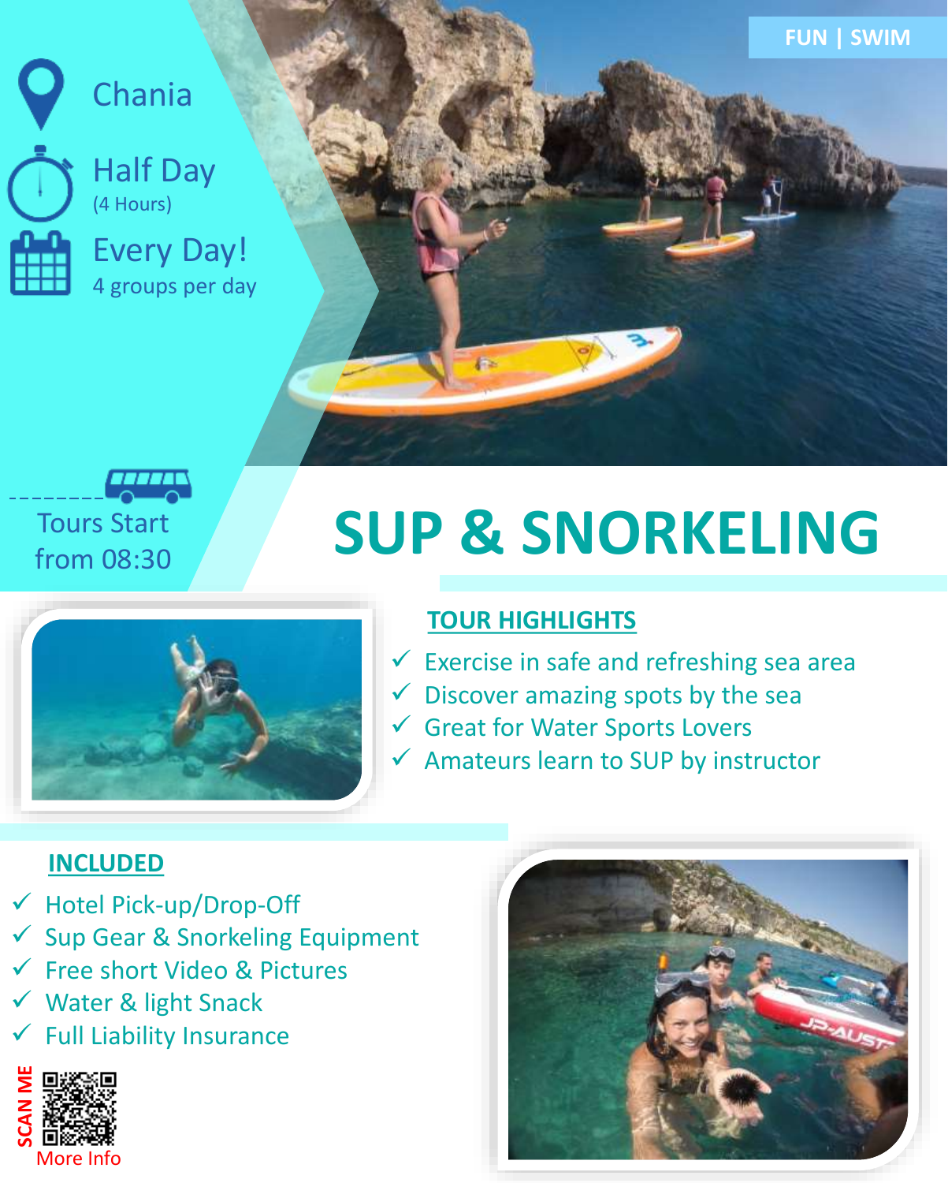FUN | SWIM

Chania

Half Day
(4 Hours)

Every Day!
4 groups per day

Tours Start from 08:30

# SUP & SNORKELING

## TOUR HIGHLIGHTS

- ✓ Exercise in safe and refreshing sea area
- ✓ Discover amazing spots by the sea
- ✓ Great for Water Sports Lovers
- ✓ Amateurs learn to SUP by instructor

## INCLUDED

- ✓ Hotel Pick-up/Drop-Off
- ✓ Sup Gear & Snorkeling Equipment
- ✓ Free short Video & Pictures
- ✓ Water & light Snack
- ✓ Full Liability Insurance

SCAN ME

More Info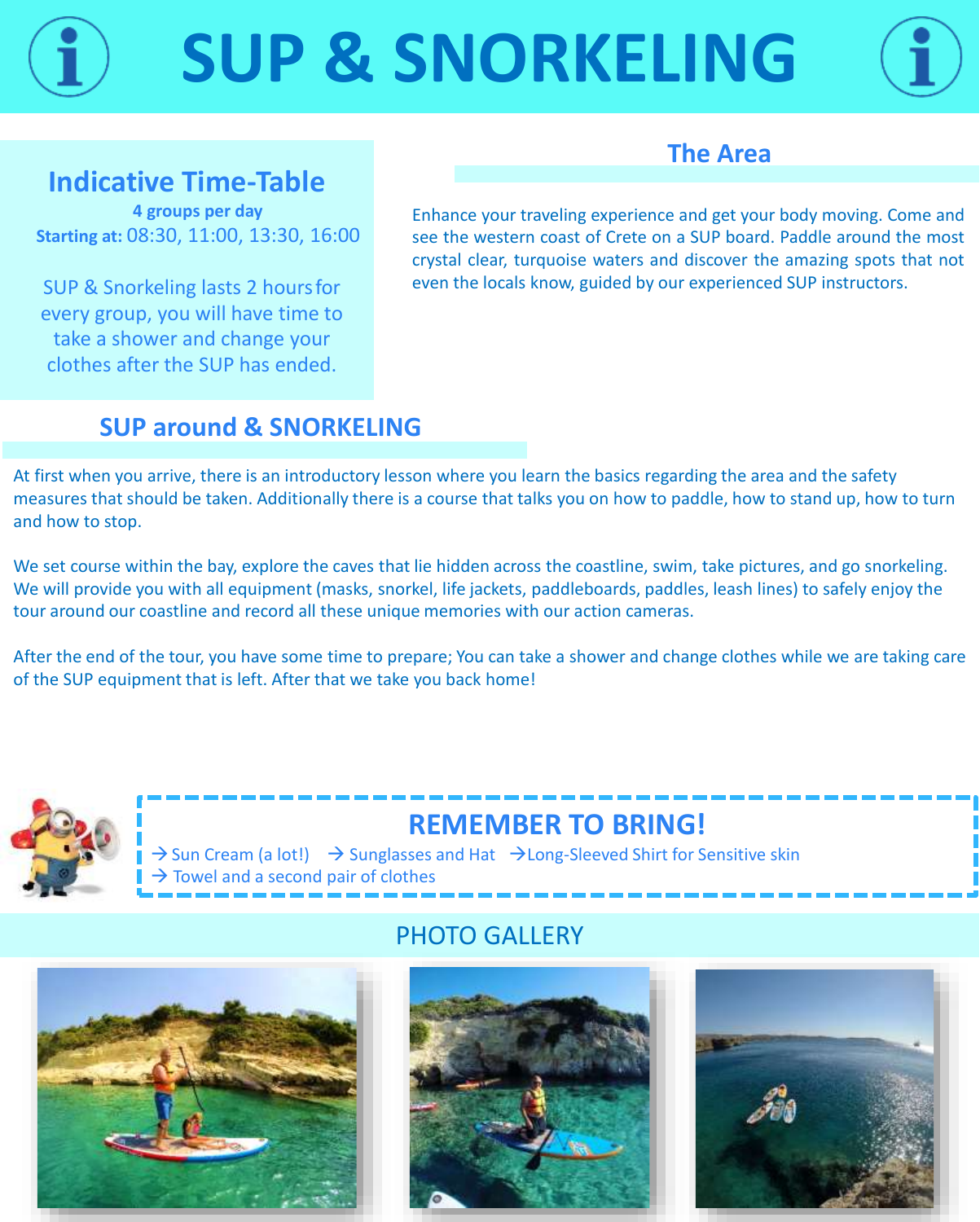# SUP & SNORKELING

## Indicative Time-Table

**4 groups per day**

**Starting at:** 08:30, 11:00, 13:30, 16:00

SUP & Snorkeling lasts 2 hours for every group, you will have time to take a shower and change your clothes after the SUP has ended.

## The Area

Enhance your traveling experience and get your body moving. Come and see the western coast of Crete on a SUP board. Paddle around the most crystal clear, turquoise waters and discover the amazing spots that not even the locals know, guided by our experienced SUP instructors.

## SUP around & SNORKELING

At first when you arrive, there is an introductory lesson where you learn the basics regarding the area and the safety measures that should be taken. Additionally there is a course that talks you on how to paddle, how to stand up, how to turn and how to stop.

We set course within the bay, explore the caves that lie hidden across the coastline, swim, take pictures, and go snorkeling. We will provide you with all equipment (masks, snorkel, life jackets, paddleboards, paddles, leash lines) to safely enjoy the tour around our coastline and record all these unique memories with our action cameras.

After the end of the tour, you have some time to prepare; You can take a shower and change clothes while we are taking care of the SUP equipment that is left. After that we take you back home!

## REMEMBER TO BRING!

- → Sun Cream (a lot!)
- → Sunglasses and Hat
- → Long-Sleeved Shirt for Sensitive skin
- → Towel and a second pair of clothes

## PHOTO GALLERY